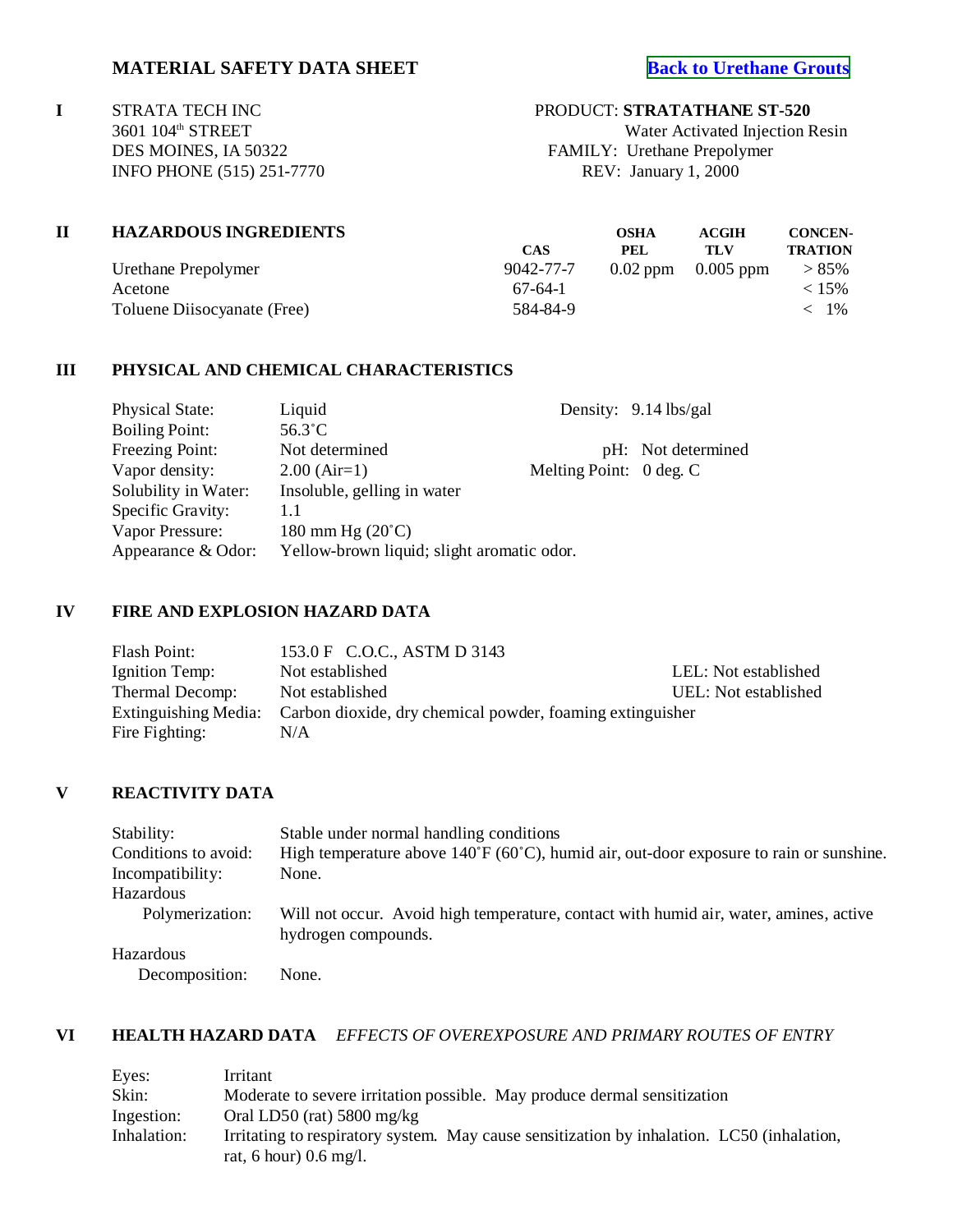# MATERIAL SAFETY DATA SHEET

[Back to Urethane Grouts]

## I

STRATA TECH INC
3601 104th STREET
DES MOINES, IA 50322
INFO PHONE (515) 251-7770

PRODUCT: **STRATATHANE ST-520**
Water Activated Injection Resin
FAMILY: Urethane Prepolymer
REV: January 1, 2000

## II HAZARDOUS INGREDIENTS

| | CAS | OSHA PEL | ACGIH TLV | CONCEN-TRATION |
|---|---|---|---|---|
| Urethane Prepolymer | 9042-77-7 | 0.02 ppm | 0.005 ppm | > 85% |
| Acetone | 67-64-1 | | | < 15% |
| Toluene Diisocyanate (Free) | 584-84-9 | | | < 1% |

## III PHYSICAL AND CHEMICAL CHARACTERISTICS

| | | | |
|---|---|---|---|
| Physical State: | Liquid | Density: | 9.14 lbs/gal |
| Boiling Point: | 56.3˚C | | |
| Freezing Point: | Not determined | pH: | Not determined |
| Vapor density: | 2.00 (Air=1) | Melting Point: | 0 deg. C |
| Solubility in Water: | Insoluble, gelling in water | | |
| Specific Gravity: | 1.1 | | |
| Vapor Pressure: | 180 mm Hg (20˚C) | | |
| Appearance & Odor: | Yellow-brown liquid; slight aromatic odor. | | |

## IV FIRE AND EXPLOSION HAZARD DATA

| | | |
|---|---|---|
| Flash Point: | 153.0 F C.O.C., ASTM D 3143 | |
| Ignition Temp: | Not established | LEL: Not established |
| Thermal Decomp: | Not established | UEL: Not established |
| Extinguishing Media: | Carbon dioxide, dry chemical powder, foaming extinguisher | |
| Fire Fighting: | N/A | |

## V REACTIVITY DATA

| | |
|---|---|
| Stability: | Stable under normal handling conditions |
| Conditions to avoid: | High temperature above 140˚F (60˚C), humid air, out-door exposure to rain or sunshine. |
| Incompatibility: | None. |
| Hazardous Polymerization: | Will not occur. Avoid high temperature, contact with humid air, water, amines, active hydrogen compounds. |
| Hazardous Decomposition: | None. |

## VI HEALTH HAZARD DATA *EFFECTS OF OVEREXPOSURE AND PRIMARY ROUTES OF ENTRY*

| | |
|---|---|
| Eyes: | Irritant |
| Skin: | Moderate to severe irritation possible. May produce dermal sensitization |
| Ingestion: | Oral LD50 (rat) 5800 mg/kg |
| Inhalation: | Irritating to respiratory system. May cause sensitization by inhalation. LC50 (inhalation, rat, 6 hour) 0.6 mg/l. |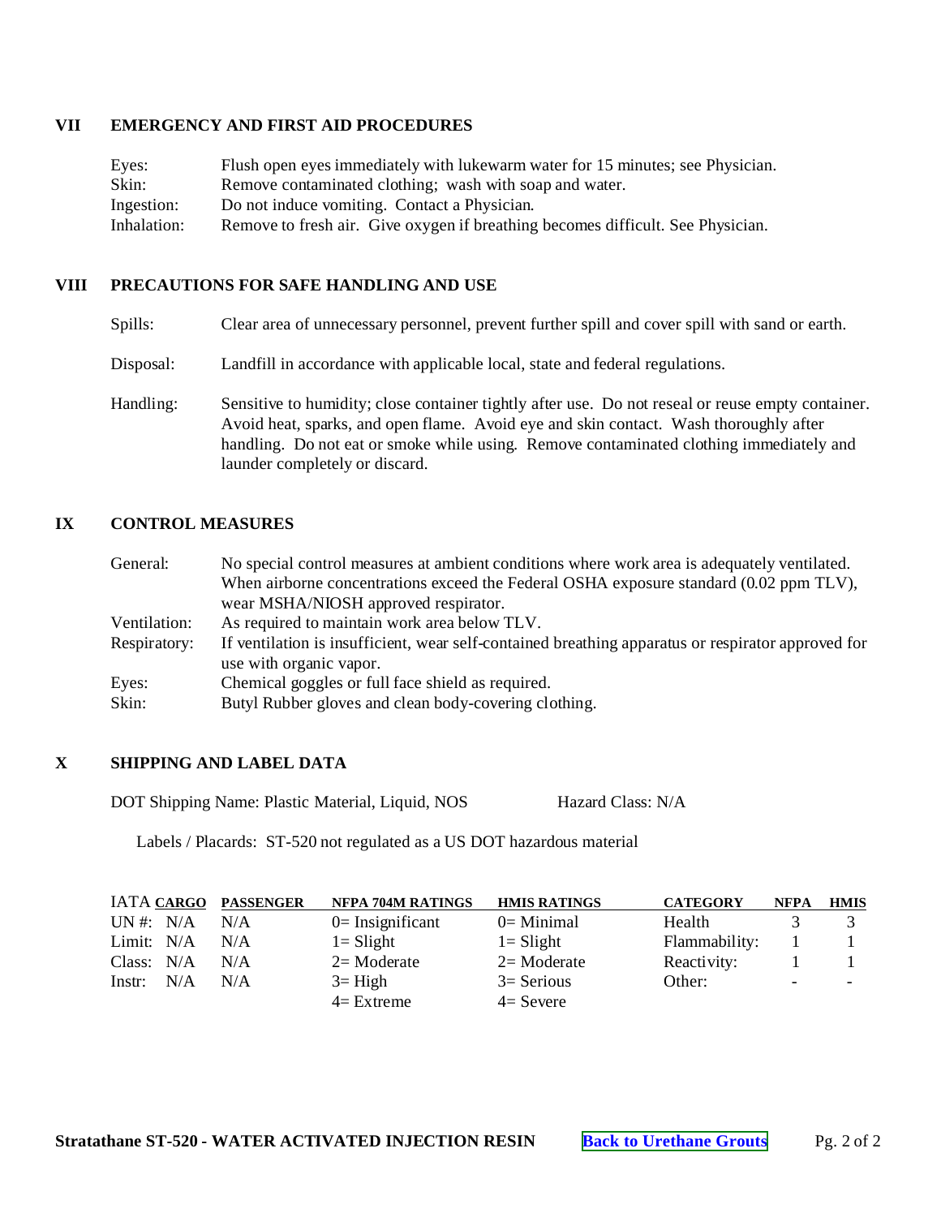## VII EMERGENCY AND FIRST AID PROCEDURES

| | |
|---|---|
| Eyes: | Flush open eyes immediately with lukewarm water for 15 minutes; see Physician. |
| Skin: | Remove contaminated clothing; wash with soap and water. |
| Ingestion: | Do not induce vomiting. Contact a Physician. |
| Inhalation: | Remove to fresh air. Give oxygen if breathing becomes difficult. See Physician. |

## VIII PRECAUTIONS FOR SAFE HANDLING AND USE

| | |
|---|---|
| Spills: | Clear area of unnecessary personnel, prevent further spill and cover spill with sand or earth. |
| Disposal: | Landfill in accordance with applicable local, state and federal regulations. |
| Handling: | Sensitive to humidity; close container tightly after use. Do not reseal or reuse empty container. Avoid heat, sparks, and open flame. Avoid eye and skin contact. Wash thoroughly after handling. Do not eat or smoke while using. Remove contaminated clothing immediately and launder completely or discard. |

## IX CONTROL MEASURES

| | |
|---|---|
| General: | No special control measures at ambient conditions where work area is adequately ventilated. When airborne concentrations exceed the Federal OSHA exposure standard (0.02 ppm TLV), wear MSHA/NIOSH approved respirator. |
| Ventilation: | As required to maintain work area below TLV. |
| Respiratory: | If ventilation is insufficient, wear self-contained breathing apparatus or respirator approved for use with organic vapor. |
| Eyes: | Chemical goggles or full face shield as required. |
| Skin: | Butyl Rubber gloves and clean body-covering clothing. |

## X SHIPPING AND LABEL DATA

DOT Shipping Name: Plastic Material, Liquid, NOS    Hazard Class: N/A

Labels / Placards: ST-520 not regulated as a US DOT hazardous material

| IATA | CARGO | PASSENGER | NFPA 704M RATINGS | HMIS RATINGS | CATEGORY | NFPA | HMIS |
|---|---|---|---|---|---|---|---|
| UN #: | N/A | N/A | 0= Insignificant | 0= Minimal | Health | 3 | 3 |
| Limit: | N/A | N/A | 1= Slight | 1= Slight | Flammability: | 1 | 1 |
| Class: | N/A | N/A | 2= Moderate | 2= Moderate | Reactivity: | 1 | 1 |
| Instr: | N/A | N/A | 3= High | 3= Serious | Other: | - | - |
| | | | 4= Extreme | 4= Severe | | | |

**Stratathane ST-520 - WATER ACTIVATED INJECTION RESIN** **Back to Urethane Grouts**